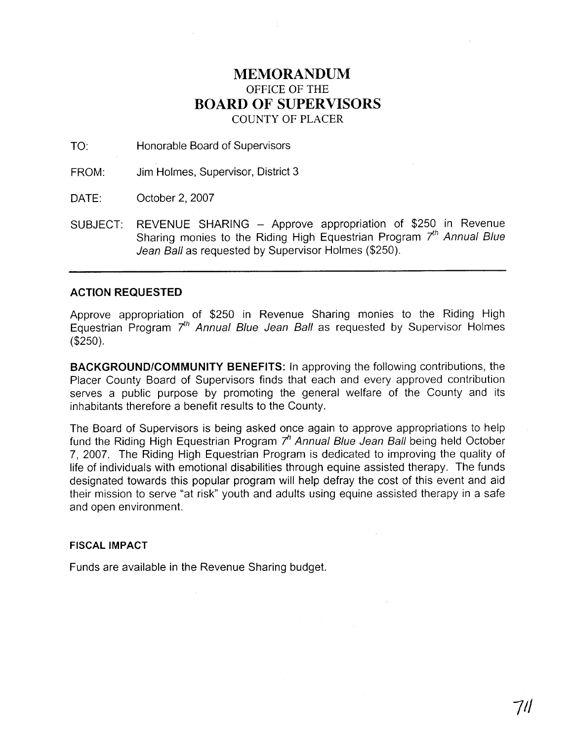# MEMORANDUM
OFFICE OF THE
## BOARD OF SUPERVISORS
COUNTY OF PLACER

TO: Honorable Board of Supervisors

FROM: Jim Holmes, Supervisor, District 3

DATE: October 2, 2007

SUBJECT: REVENUE SHARING – Approve appropriation of $250 in Revenue Sharing monies to the Riding High Equestrian Program *7th Annual Blue Jean Ball* as requested by Supervisor Holmes ($250).

---

### ACTION REQUESTED

Approve appropriation of $250 in Revenue Sharing monies to the Riding High Equestrian Program *7th Annual Blue Jean Ball* as requested by Supervisor Holmes ($250).

**BACKGROUND/COMMUNITY BENEFITS:** In approving the following contributions, the Placer County Board of Supervisors finds that each and every approved contribution serves a public purpose by promoting the general welfare of the County and its inhabitants therefore a benefit results to the County.

The Board of Supervisors is being asked once again to approve appropriations to help fund the Riding High Equestrian Program *7th Annual Blue Jean Ball* being held October 7, 2007. The Riding High Equestrian Program is dedicated to improving the quality of life of individuals with emotional disabilities through equine assisted therapy. The funds designated towards this popular program will help defray the cost of this event and aid their mission to serve "at risk" youth and adults using equine assisted therapy in a safe and open environment.

### FISCAL IMPACT

Funds are available in the Revenue Sharing budget.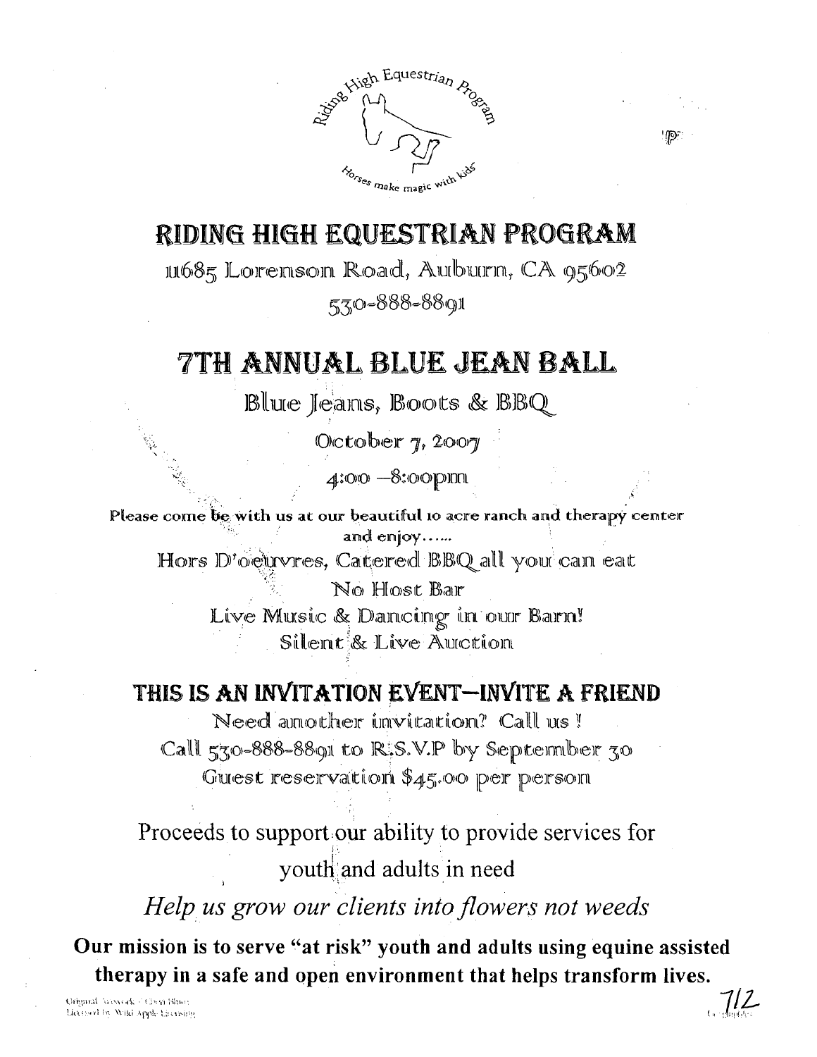Riding High Equestrian Program

Horses make magic with kids

# RIDING HIGH EQUESTRIAN PROGRAM

11685 Lorenson Road, Auburn, CA 95602

530-888-8891

# 7TH ANNUAL BLUE JEAN BALL

Blue Jeans, Boots & BBQ

October 7, 2007

4:00 –8:00pm

**Please come be with us at our beautiful 10 acre ranch and therapy center and enjoy......**

Hors D'oeuvres, Catered BBQ all you can eat

No Host Bar

Live Music & Dancing in our Barn!

Silent & Live Auction

## THIS IS AN INVITATION EVENT—INVITE A FRIEND

Need another invitation? Call us !

Call 530-888-8891 to R.S.V.P by September 30

Guest reservation $45.00 per person

Proceeds to support our ability to provide services for youth and adults in need

*Help us grow our clients into flowers not weeds*

**Our mission is to serve "at risk" youth and adults using equine assisted therapy in a safe and open environment that helps transform lives.**

Original Artwork © Clean Blues
Licensed by Wild Apple Licensing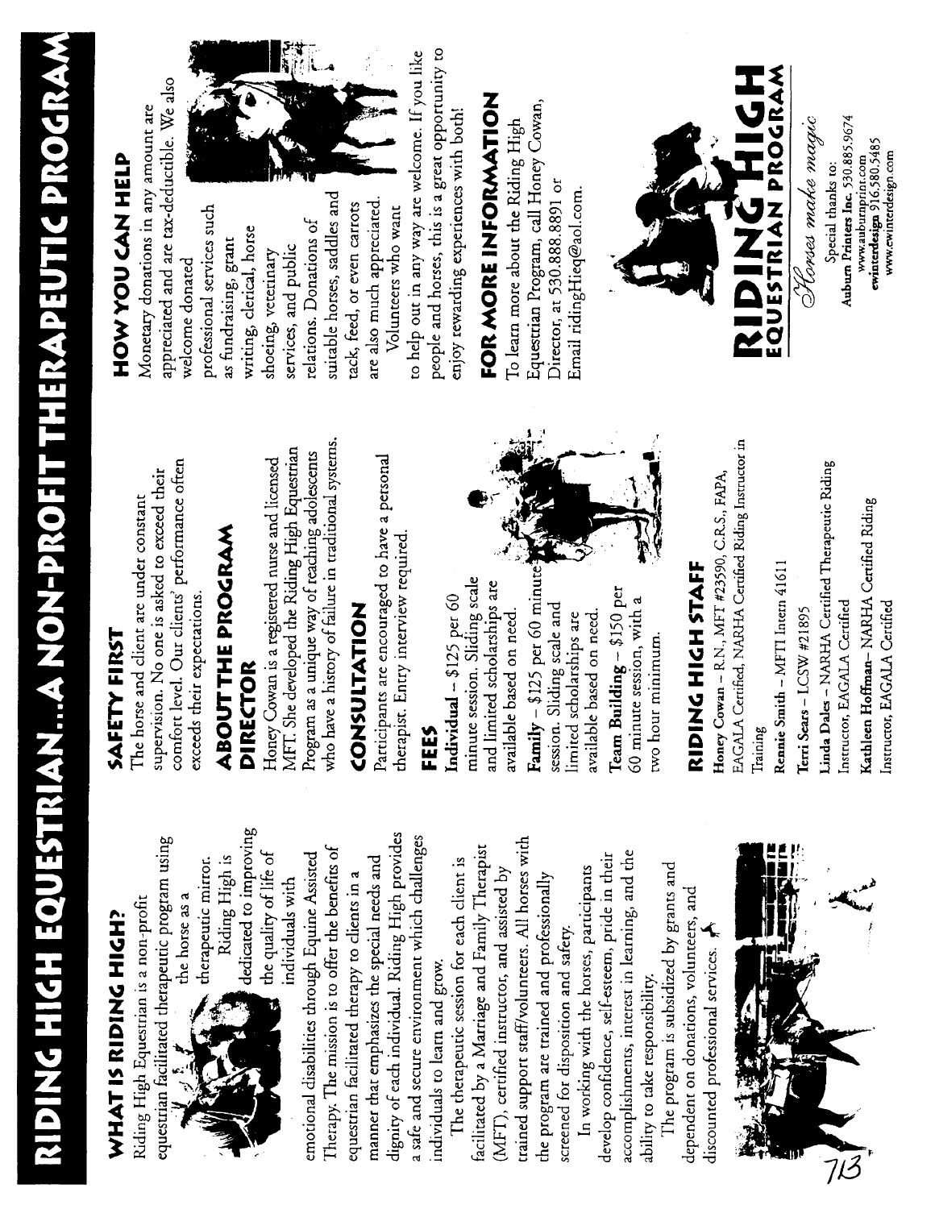# RIDING HIGH EQUESTRIAN...A NON-PROFIT THERAPEUTIC PROGRAM

## WHAT IS RIDING HIGH?

Riding High Equestrian is a non-profit equestrian facilitated therapeutic program using the horse as a therapeutic mirror. Riding High is dedicated to improving the quality of life of individuals with emotional disabilities through Equine Assisted Therapy. The mission is to offer the benefits of equestrian facilitated therapy to clients in a manner that emphasizes the special needs and dignity of each individual. Riding High provides a safe and secure environment which challenges individuals to learn and grow.

The therapeutic session for each client is facilitated by a Marriage and Family Therapist (MFT), certified instructor, and assisted by trained support staff/volunteers. All horses with the program are trained and professionally screened for disposition and safety.

In working with the horses, participants develop confidence, self-esteem, pride in their accomplishments, interest in learning, and the ability to take responsibility.

The program is subsidized by grants and dependent on donations, volunteers, and discounted professional services.

## SAFETY FIRST

The horse and client are under constant supervision. No one is asked to exceed their comfort level. Our clients' performance often exceeds their expectations.

## ABOUT THE PROGRAM DIRECTOR

Honey Cowan is a registered nurse and licensed MFT. She developed the Riding High Equestrian Program as a unique way of reaching adolescents who have a history of failure in traditional systems.

## CONSULTATION

Participants are encouraged to have a personal therapist. Entry interview required.

## FEES

**Individual** – $125 per 60 minute session. Sliding scale and limited scholarships are available based on need.

**Family** – $125 per 60 minute session. Sliding scale and limited scholarships are available based on need.

**Team Building** – $150 per 60 minute session, with a two hour minimum.

## RIDING HIGH STAFF

**Honey Cowan** – R.N., MFT #23590, C.R.S., FAPA, EAGALA Certified, NARHA Certified Riding Instructor in Training

**Rennie Smith** – MFTI Intern 41611

**Terri Sears** – LCSW #21895

**Linda Dales** – NARHA Certified Therapeutic Riding Instructor, EAGALA Certified

**Kathleen Hoffman**– NARHA Certified Riding Instructor, EAGALA Certified

## HOW YOU CAN HELP

Monetary donations in any amount are appreciated and are tax-deductible. We also welcome donated professional services such as fundraising, grant writing, clerical, horse shoeing, veterinary services, and public relations. Donations of suitable horses, saddles and tack, feed, or even carrots are also much appreciated.

Volunteers who want to help out in any way are welcome. If you like people and horses, this is a great opportunity to enjoy rewarding experiences with both!

## FOR MORE INFORMATION

To learn more about the Riding High Equestrian Program, call Honey Cowan, Director, at 530.888.8891 or Email ridingHieq@aol.com.

**RIDING HIGH**
**EQUESTRIAN PROGRAM**

*Horses make magic*

Special thanks to:
**Auburn Printers Inc.** 530.885.9674
www.auburnprint.com
**ewinterdesign** 916.580.5485
www.ewinterdesign.com

713